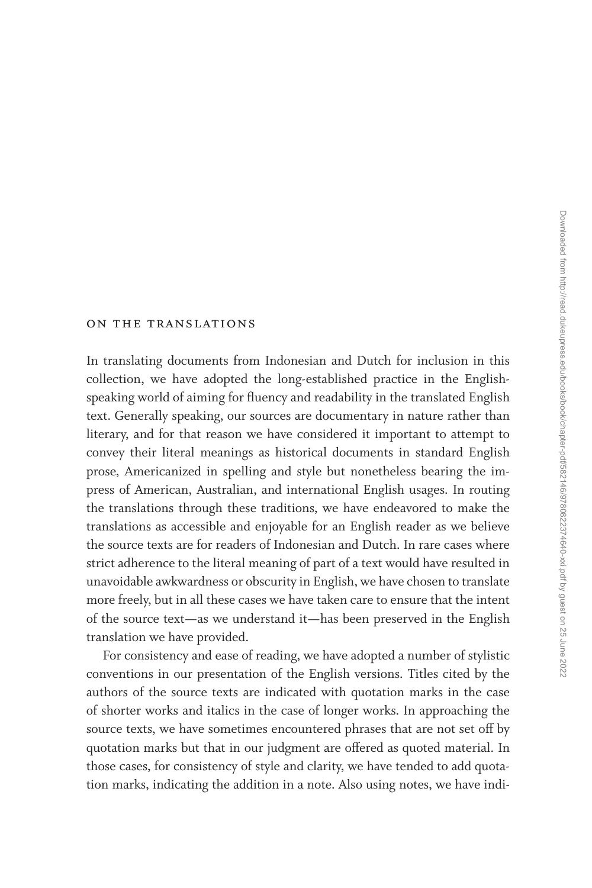## ON THE TRANSLATIONS

In translating documents from Indonesian and Dutch for inclusion in this collection, we have adopted the long-established practice in the English-speaking world of aiming for fluency and readability in the translated English text. Generally speaking, our sources are documentary in nature rather than literary, and for that reason we have considered it important to attempt to convey their literal meanings as historical documents in standard English prose, Americanized in spelling and style but nonetheless bearing the impress of American, Australian, and international English usages. In routing the translations through these traditions, we have endeavored to make the translations as accessible and enjoyable for an English reader as we believe the source texts are for readers of Indonesian and Dutch. In rare cases where strict adherence to the literal meaning of part of a text would have resulted in unavoidable awkwardness or obscurity in English, we have chosen to translate more freely, but in all these cases we have taken care to ensure that the intent of the source text—as we understand it—has been preserved in the English translation we have provided.

For consistency and ease of reading, we have adopted a number of stylistic conventions in our presentation of the English versions. Titles cited by the authors of the source texts are indicated with quotation marks in the case of shorter works and italics in the case of longer works. In approaching the source texts, we have sometimes encountered phrases that are not set off by quotation marks but that in our judgment are offered as quoted material. In those cases, for consistency of style and clarity, we have tended to add quotation marks, indicating the addition in a note. Also using notes, we have indi-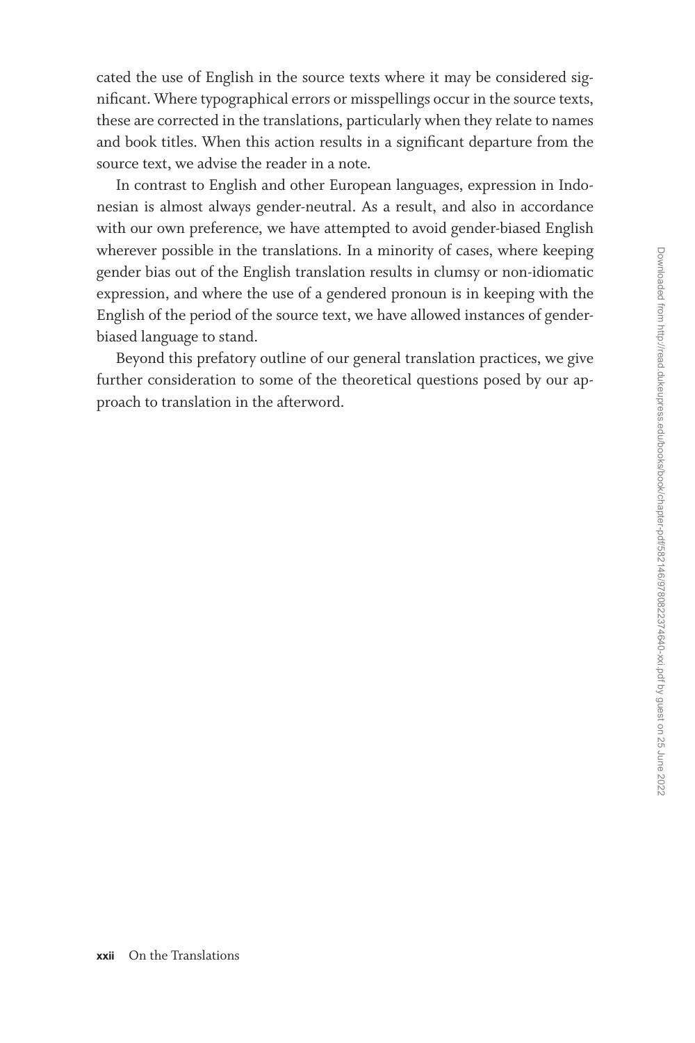cated the use of English in the source texts where it may be considered significant. Where typographical errors or misspellings occur in the source texts, these are corrected in the translations, particularly when they relate to names and book titles. When this action results in a significant departure from the source text, we advise the reader in a note.

In contrast to English and other European languages, expression in Indonesian is almost always gender-neutral. As a result, and also in accordance with our own preference, we have attempted to avoid gender-biased English wherever possible in the translations. In a minority of cases, where keeping gender bias out of the English translation results in clumsy or non-idiomatic expression, and where the use of a gendered pronoun is in keeping with the English of the period of the source text, we have allowed instances of gender-biased language to stand.

Beyond this prefatory outline of our general translation practices, we give further consideration to some of the theoretical questions posed by our approach to translation in the afterword.